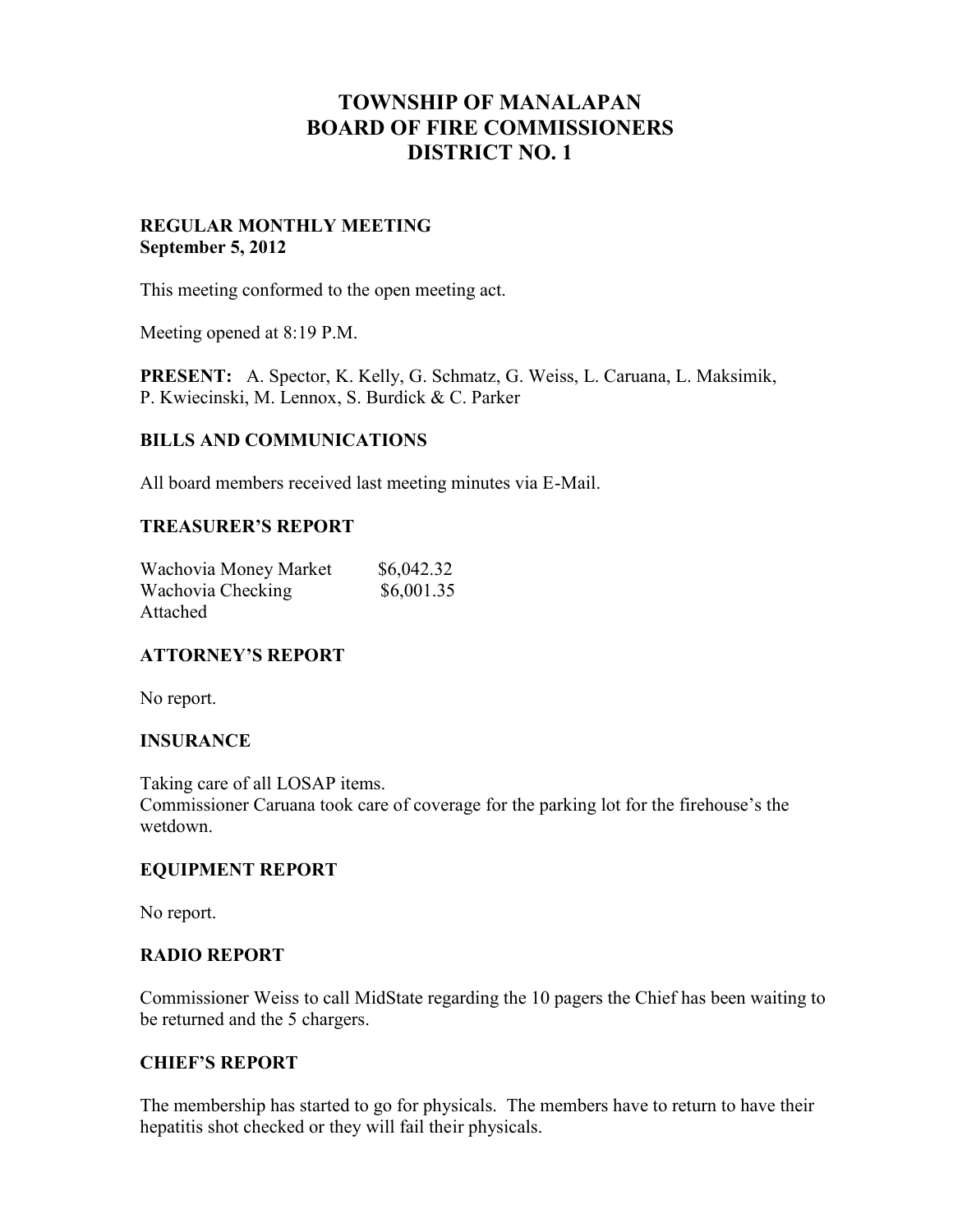# TOWNSHIP OF MANALAPAN
# BOARD OF FIRE COMMISSIONERS
# DISTRICT NO. 1

**REGULAR MONTHLY MEETING**
**September 5, 2012**

This meeting conformed to the open meeting act.

Meeting opened at 8:19 P.M.

**PRESENT:** A. Spector, K. Kelly, G. Schmatz, G. Weiss, L. Caruana, L. Maksimik, P. Kwiecinski, M. Lennox, S. Burdick & C. Parker

## BILLS AND COMMUNICATIONS

All board members received last meeting minutes via E-Mail.

## TREASURER'S REPORT

| | |
|---|---|
| Wachovia Money Market | $6,042.32 |
| Wachovia Checking | $6,001.35 |

Attached

## ATTORNEY'S REPORT

No report.

## INSURANCE

Taking care of all LOSAP items.
Commissioner Caruana took care of coverage for the parking lot for the firehouse's the wetdown.

## EQUIPMENT REPORT

No report.

## RADIO REPORT

Commissioner Weiss to call MidState regarding the 10 pagers the Chief has been waiting to be returned and the 5 chargers.

## CHIEF'S REPORT

The membership has started to go for physicals. The members have to return to have their hepatitis shot checked or they will fail their physicals.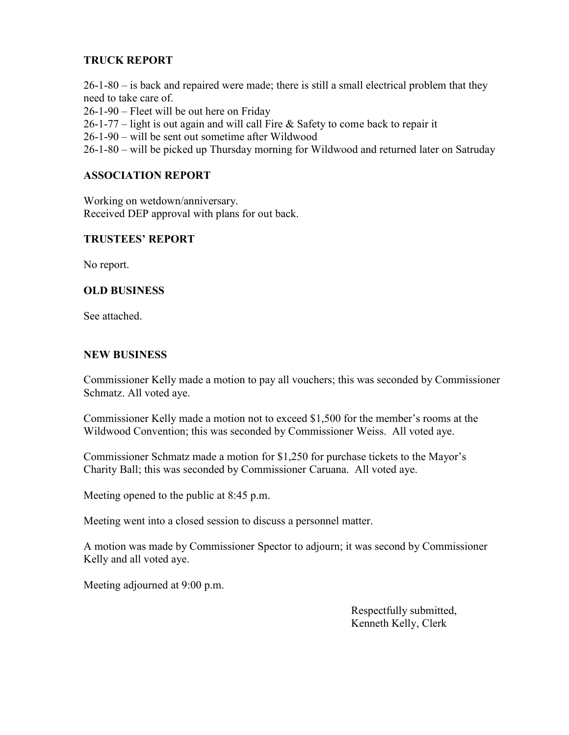### TRUCK REPORT

26-1-80 – is back and repaired were made; there is still a small electrical problem that they need to take care of.
26-1-90 – Fleet will be out here on Friday
26-1-77 – light is out again and will call Fire & Safety to come back to repair it
26-1-90 – will be sent out sometime after Wildwood
26-1-80 – will be picked up Thursday morning for Wildwood and returned later on Satruday

### ASSOCIATION REPORT

Working on wetdown/anniversary.
Received DEP approval with plans for out back.

### TRUSTEES' REPORT

No report.

### OLD BUSINESS

See attached.

### NEW BUSINESS

Commissioner Kelly made a motion to pay all vouchers; this was seconded by Commissioner Schmatz. All voted aye.

Commissioner Kelly made a motion not to exceed $1,500 for the member's rooms at the Wildwood Convention; this was seconded by Commissioner Weiss. All voted aye.

Commissioner Schmatz made a motion for $1,250 for purchase tickets to the Mayor's Charity Ball; this was seconded by Commissioner Caruana. All voted aye.

Meeting opened to the public at 8:45 p.m.

Meeting went into a closed session to discuss a personnel matter.

A motion was made by Commissioner Spector to adjourn; it was second by Commissioner Kelly and all voted aye.

Meeting adjourned at 9:00 p.m.

Respectfully submitted,
Kenneth Kelly, Clerk